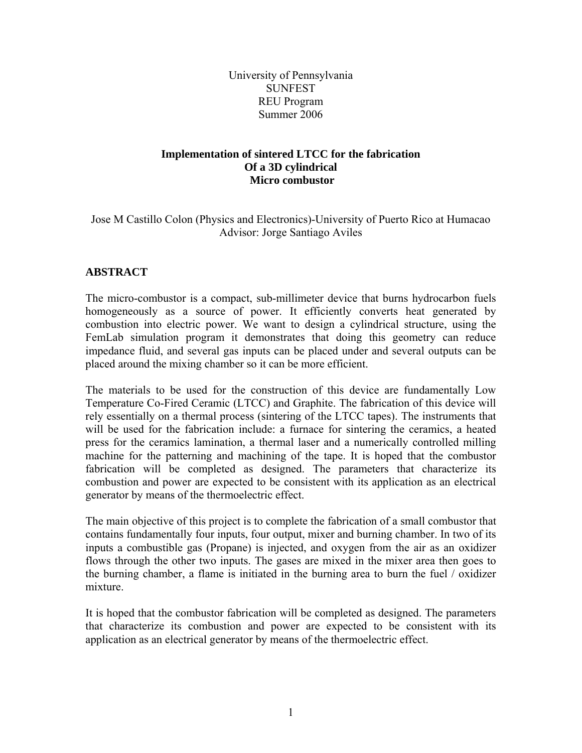University of Pennsylvania
SUNFEST
REU Program
Summer 2006

# Implementation of sintered LTCC for the fabrication Of a 3D cylindrical Micro combustor

Jose M Castillo Colon (Physics and Electronics)-University of Puerto Rico at Humacao
Advisor: Jorge Santiago Aviles

## ABSTRACT

The micro-combustor is a compact, sub-millimeter device that burns hydrocarbon fuels homogeneously as a source of power. It efficiently converts heat generated by combustion into electric power. We want to design a cylindrical structure, using the FemLab simulation program it demonstrates that doing this geometry can reduce impedance fluid, and several gas inputs can be placed under and several outputs can be placed around the mixing chamber so it can be more efficient.

The materials to be used for the construction of this device are fundamentally Low Temperature Co-Fired Ceramic (LTCC) and Graphite. The fabrication of this device will rely essentially on a thermal process (sintering of the LTCC tapes). The instruments that will be used for the fabrication include: a furnace for sintering the ceramics, a heated press for the ceramics lamination, a thermal laser and a numerically controlled milling machine for the patterning and machining of the tape. It is hoped that the combustor fabrication will be completed as designed. The parameters that characterize its combustion and power are expected to be consistent with its application as an electrical generator by means of the thermoelectric effect.

The main objective of this project is to complete the fabrication of a small combustor that contains fundamentally four inputs, four output, mixer and burning chamber. In two of its inputs a combustible gas (Propane) is injected, and oxygen from the air as an oxidizer flows through the other two inputs. The gases are mixed in the mixer area then goes to the burning chamber, a flame is initiated in the burning area to burn the fuel / oxidizer mixture.

It is hoped that the combustor fabrication will be completed as designed. The parameters that characterize its combustion and power are expected to be consistent with its application as an electrical generator by means of the thermoelectric effect.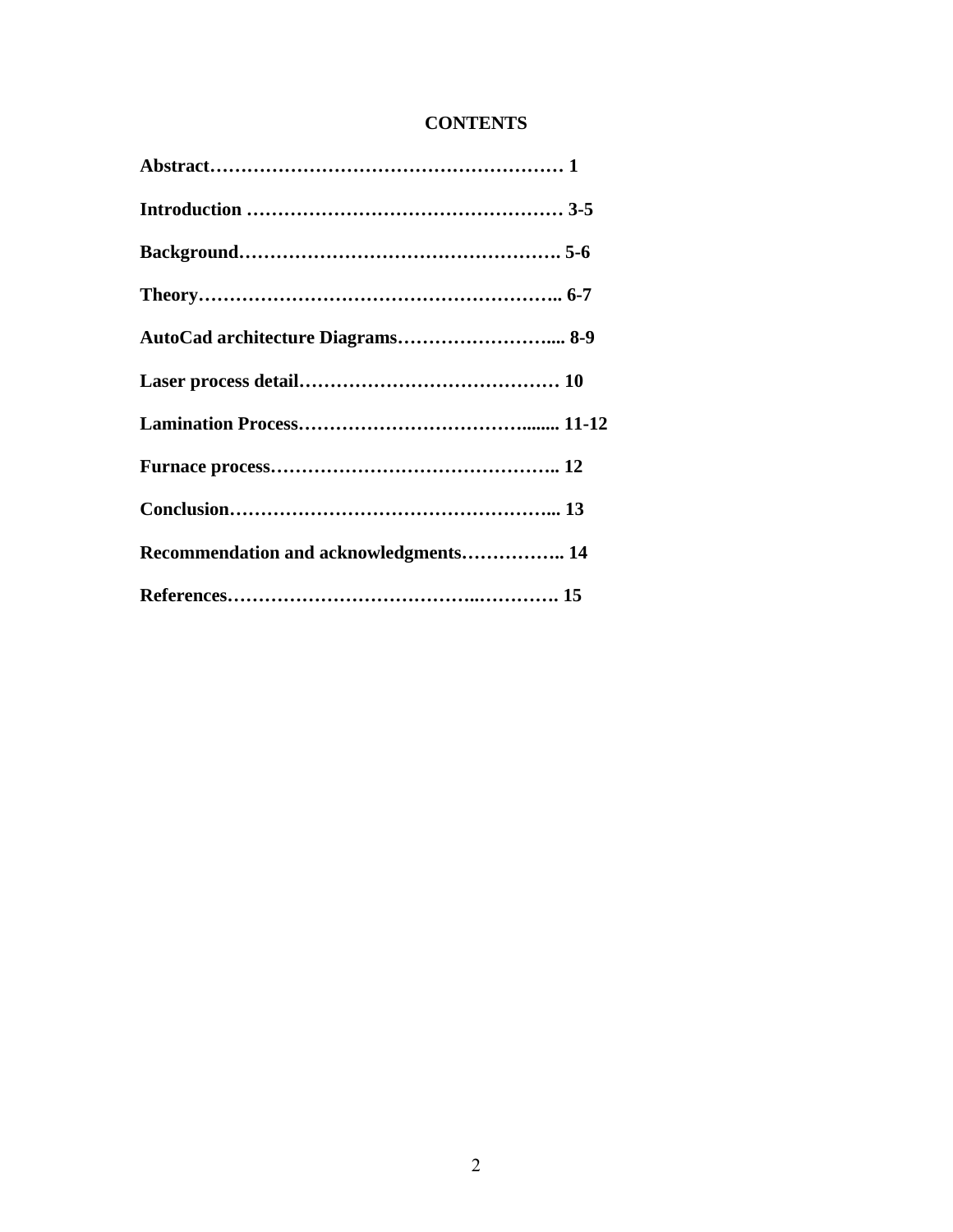# CONTENTS

**Abstract………………………………………………… 1**

**Introduction …………………………………………… 3-5**

**Background……………………………………………. 5-6**

**Theory………………………………………………….. 6-7**

**AutoCad architecture Diagrams…………………….... 8-9**

**Laser process detail…………………………………… 10**

**Lamination Process……………………………….…... 11-12**

**Furnace process……………………………………….. 12**

**Conclusion……………………………………………... 13**

**Recommendation and acknowledgments…………….. 14**

**References…………………………………..…………. 15**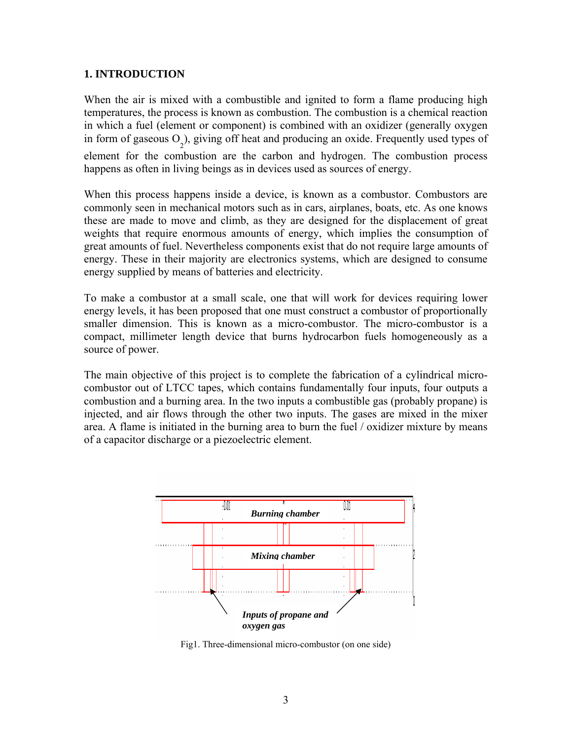## 1. INTRODUCTION

When the air is mixed with a combustible and ignited to form a flame producing high temperatures, the process is known as combustion. The combustion is a chemical reaction in which a fuel (element or component) is combined with an oxidizer (generally oxygen in form of gaseous $O_2$), giving off heat and producing an oxide. Frequently used types of element for the combustion are the carbon and hydrogen. The combustion process happens as often in living beings as in devices used as sources of energy.

When this process happens inside a device, is known as a combustor. Combustors are commonly seen in mechanical motors such as in cars, airplanes, boats, etc. As one knows these are made to move and climb, as they are designed for the displacement of great weights that require enormous amounts of energy, which implies the consumption of great amounts of fuel. Nevertheless components exist that do not require large amounts of energy. These in their majority are electronics systems, which are designed to consume energy supplied by means of batteries and electricity.

To make a combustor at a small scale, one that will work for devices requiring lower energy levels, it has been proposed that one must construct a combustor of proportionally smaller dimension. This is known as a micro-combustor. The micro-combustor is a compact, millimeter length device that burns hydrocarbon fuels homogeneously as a source of power.

The main objective of this project is to complete the fabrication of a cylindrical micro-combustor out of LTCC tapes, which contains fundamentally four inputs, four outputs a combustion and a burning area. In the two inputs a combustible gas (probably propane) is injected, and air flows through the other two inputs. The gases are mixed in the mixer area. A flame is initiated in the burning area to burn the fuel / oxidizer mixture by means of a capacitor discharge or a piezoelectric element.

*Burning chamber*

*Mixing chamber*

*Inputs of propane and oxygen gas*

Fig1. Three-dimensional micro-combustor (on one side)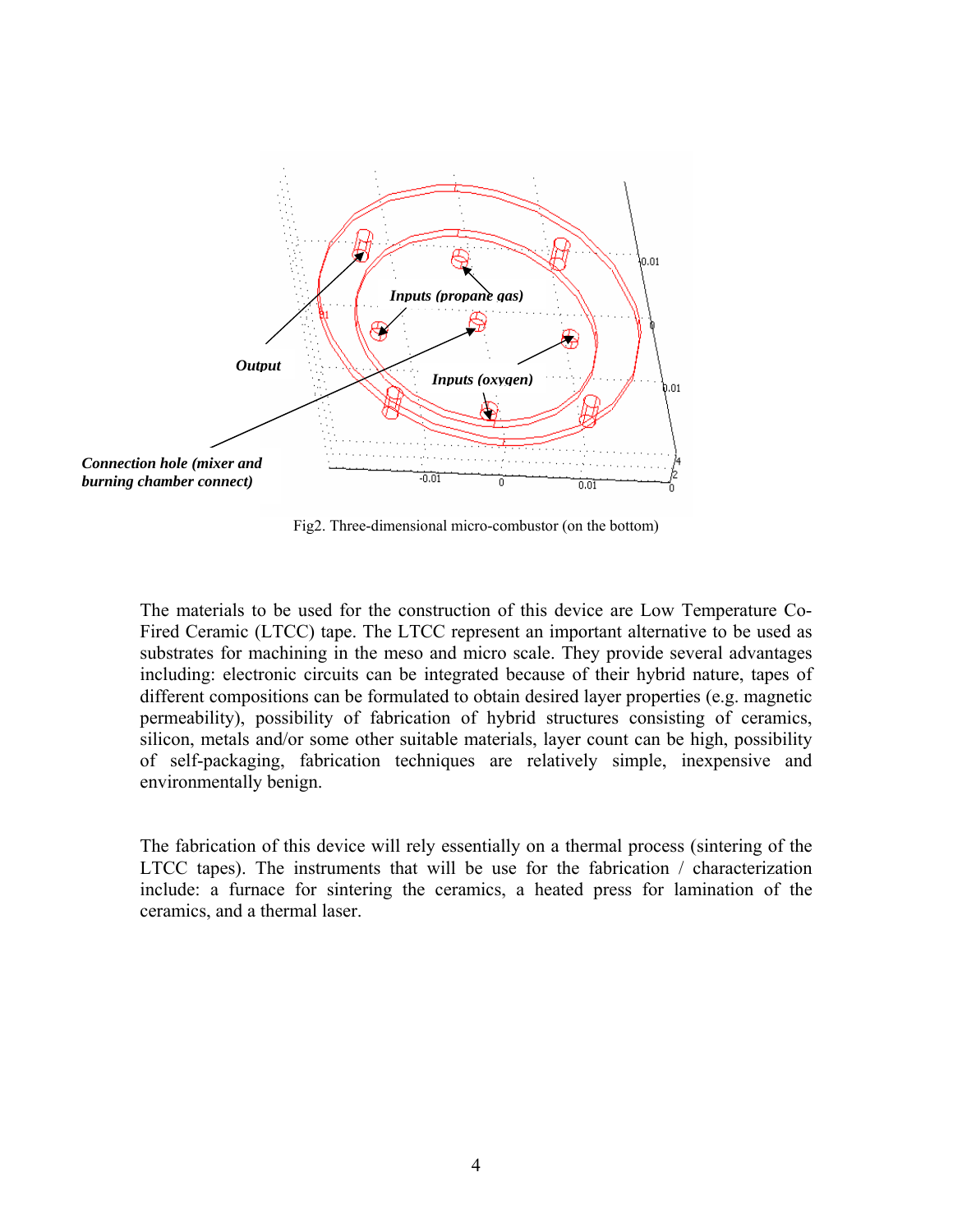Fig2. Three-dimensional micro-combustor (on the bottom)

The materials to be used for the construction of this device are Low Temperature Co-Fired Ceramic (LTCC) tape. The LTCC represent an important alternative to be used as substrates for machining in the meso and micro scale. They provide several advantages including: electronic circuits can be integrated because of their hybrid nature, tapes of different compositions can be formulated to obtain desired layer properties (e.g. magnetic permeability), possibility of fabrication of hybrid structures consisting of ceramics, silicon, metals and/or some other suitable materials, layer count can be high, possibility of self-packaging, fabrication techniques are relatively simple, inexpensive and environmentally benign.

The fabrication of this device will rely essentially on a thermal process (sintering of the LTCC tapes). The instruments that will be use for the fabrication / characterization include: a furnace for sintering the ceramics, a heated press for lamination of the ceramics, and a thermal laser.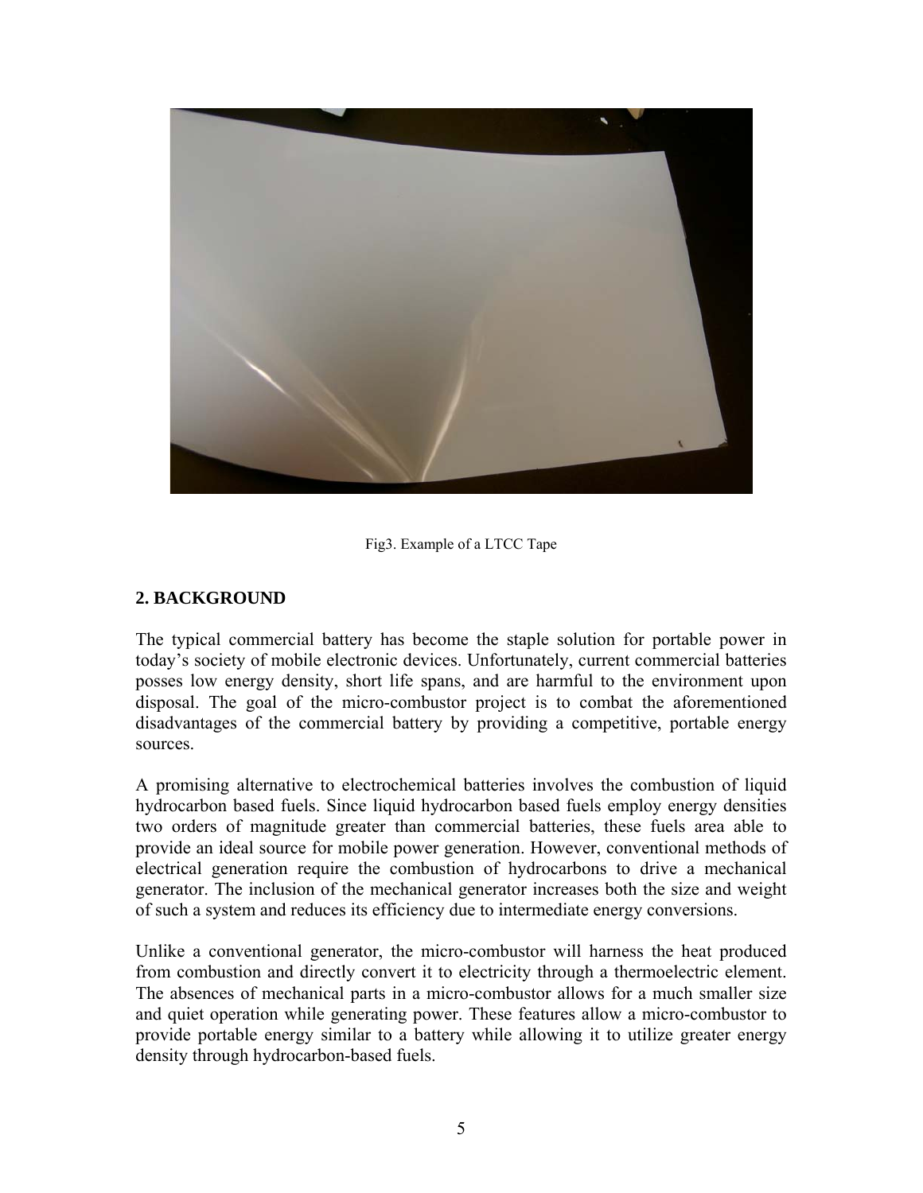Fig3. Example of a LTCC Tape

## 2. BACKGROUND

The typical commercial battery has become the staple solution for portable power in today's society of mobile electronic devices. Unfortunately, current commercial batteries posses low energy density, short life spans, and are harmful to the environment upon disposal. The goal of the micro-combustor project is to combat the aforementioned disadvantages of the commercial battery by providing a competitive, portable energy sources.

A promising alternative to electrochemical batteries involves the combustion of liquid hydrocarbon based fuels. Since liquid hydrocarbon based fuels employ energy densities two orders of magnitude greater than commercial batteries, these fuels area able to provide an ideal source for mobile power generation. However, conventional methods of electrical generation require the combustion of hydrocarbons to drive a mechanical generator. The inclusion of the mechanical generator increases both the size and weight of such a system and reduces its efficiency due to intermediate energy conversions.

Unlike a conventional generator, the micro-combustor will harness the heat produced from combustion and directly convert it to electricity through a thermoelectric element. The absences of mechanical parts in a micro-combustor allows for a much smaller size and quiet operation while generating power. These features allow a micro-combustor to provide portable energy similar to a battery while allowing it to utilize greater energy density through hydrocarbon-based fuels.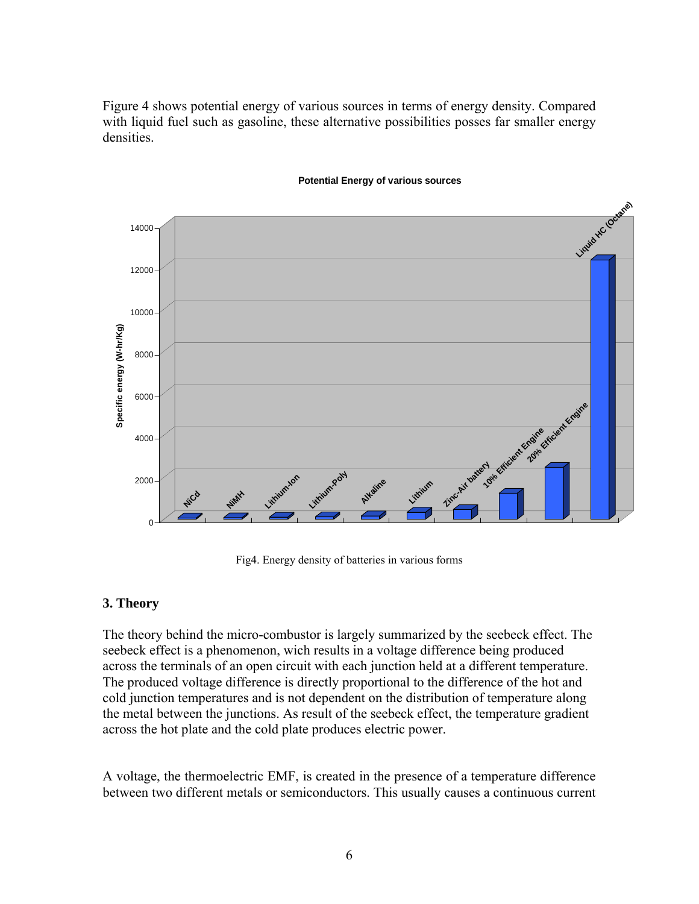Figure 4 shows potential energy of various sources in terms of energy density. Compared with liquid fuel such as gasoline, these alternative possibilities posses far smaller energy densities.

Fig4. Energy density of batteries in various forms

## 3. Theory

The theory behind the micro-combustor is largely summarized by the seebeck effect. The seebeck effect is a phenomenon, wich results in a voltage difference being produced across the terminals of an open circuit with each junction held at a different temperature. The produced voltage difference is directly proportional to the difference of the hot and cold junction temperatures and is not dependent on the distribution of temperature along the metal between the junctions. As result of the seebeck effect, the temperature gradient across the hot plate and the cold plate produces electric power.

A voltage, the thermoelectric EMF, is created in the presence of a temperature difference between two different metals or semiconductors. This usually causes a continuous current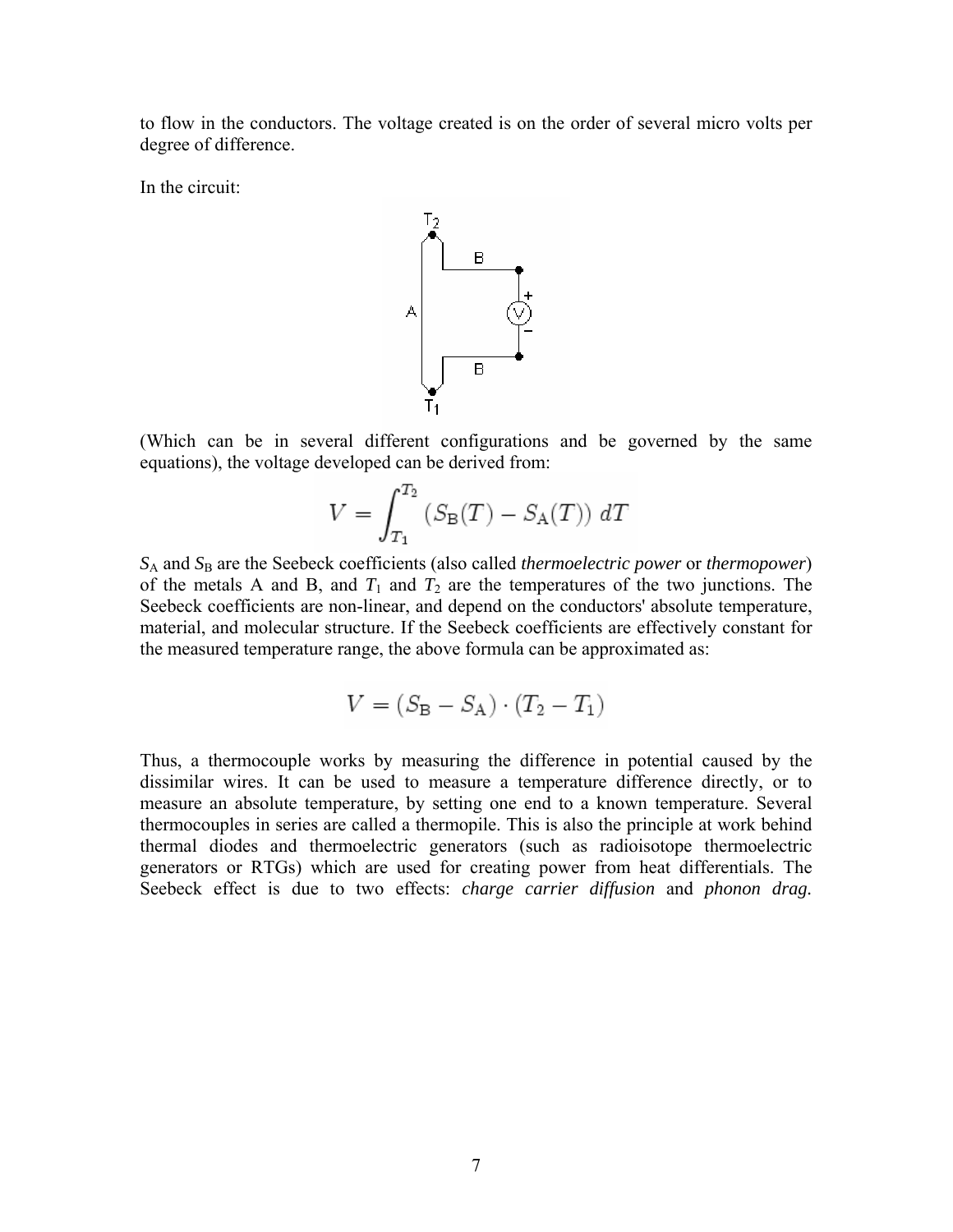to flow in the conductors. The voltage created is on the order of several micro volts per degree of difference.

In the circuit:

(Which can be in several different configurations and be governed by the same equations), the voltage developed can be derived from:

$$V = \int_{T_1}^{T_2} \left( S_{\mathrm{B}}(T) - S_{\mathrm{A}}(T) \right) \, dT$$

$S_A$ and $S_B$ are the Seebeck coefficients (also called *thermoelectric power* or *thermopower*) of the metals A and B, and $T_1$ and $T_2$ are the temperatures of the two junctions. The Seebeck coefficients are non-linear, and depend on the conductors' absolute temperature, material, and molecular structure. If the Seebeck coefficients are effectively constant for the measured temperature range, the above formula can be approximated as:

$$V = (S_{\mathrm{B}} - S_{\mathrm{A}}) \cdot (T_2 - T_1)$$

Thus, a thermocouple works by measuring the difference in potential caused by the dissimilar wires. It can be used to measure a temperature difference directly, or to measure an absolute temperature, by setting one end to a known temperature. Several thermocouples in series are called a thermopile. This is also the principle at work behind thermal diodes and thermoelectric generators (such as radioisotope thermoelectric generators or RTGs) which are used for creating power from heat differentials. The Seebeck effect is due to two effects: *charge carrier diffusion* and *phonon drag.*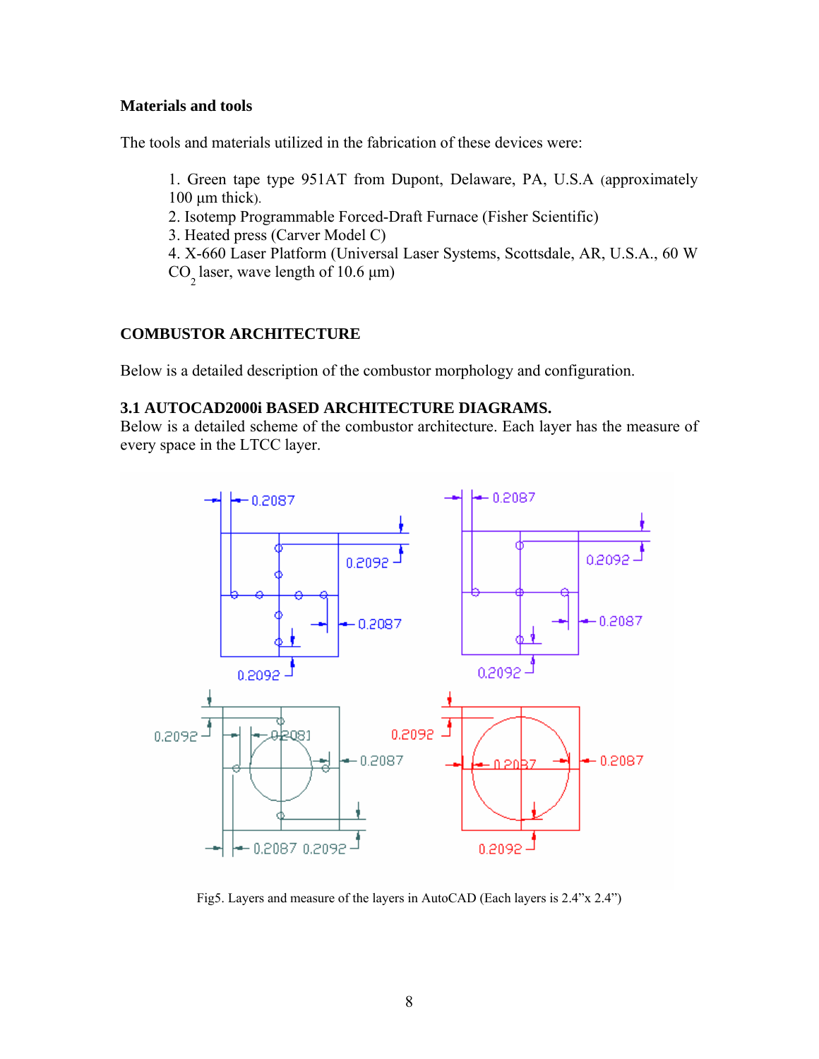### Materials and tools

The tools and materials utilized in the fabrication of these devices were:

1. Green tape type 951AT from Dupont, Delaware, PA, U.S.A (approximately 100 µm thick).
2. Isotemp Programmable Forced-Draft Furnace (Fisher Scientific)
3. Heated press (Carver Model C)
4. X-660 Laser Platform (Universal Laser Systems, Scottsdale, AR, U.S.A., 60 W $CO_2$ laser, wave length of 10.6 µm)

## COMBUSTOR ARCHITECTURE

Below is a detailed description of the combustor morphology and configuration.

### 3.1 AUTOCAD2000i BASED ARCHITECTURE DIAGRAMS.

Below is a detailed scheme of the combustor architecture. Each layer has the measure of every space in the LTCC layer.

Fig5. Layers and measure of the layers in AutoCAD (Each layers is 2.4"x 2.4")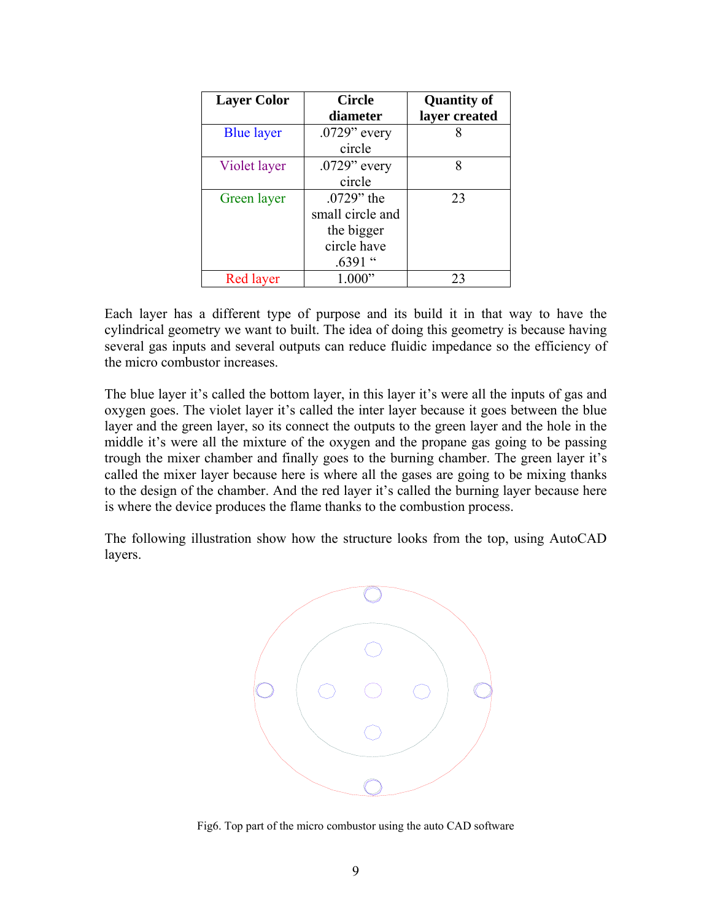| Layer Color | Circle diameter | Quantity of layer created |
|---|---|---|
| Blue layer | .0729" every circle | 8 |
| Violet layer | .0729" every circle | 8 |
| Green layer | .0729" the small circle and the bigger circle have .6391 " | 23 |
| Red layer | 1.000" | 23 |

Each layer has a different type of purpose and its build it in that way to have the cylindrical geometry we want to built. The idea of doing this geometry is because having several gas inputs and several outputs can reduce fluidic impedance so the efficiency of the micro combustor increases.

The blue layer it's called the bottom layer, in this layer it's were all the inputs of gas and oxygen goes. The violet layer it's called the inter layer because it goes between the blue layer and the green layer, so its connect the outputs to the green layer and the hole in the middle it's were all the mixture of the oxygen and the propane gas going to be passing trough the mixer chamber and finally goes to the burning chamber. The green layer it's called the mixer layer because here is where all the gases are going to be mixing thanks to the design of the chamber. And the red layer it's called the burning layer because here is where the device produces the flame thanks to the combustion process.

The following illustration show how the structure looks from the top, using AutoCAD layers.

Fig6. Top part of the micro combustor using the auto CAD software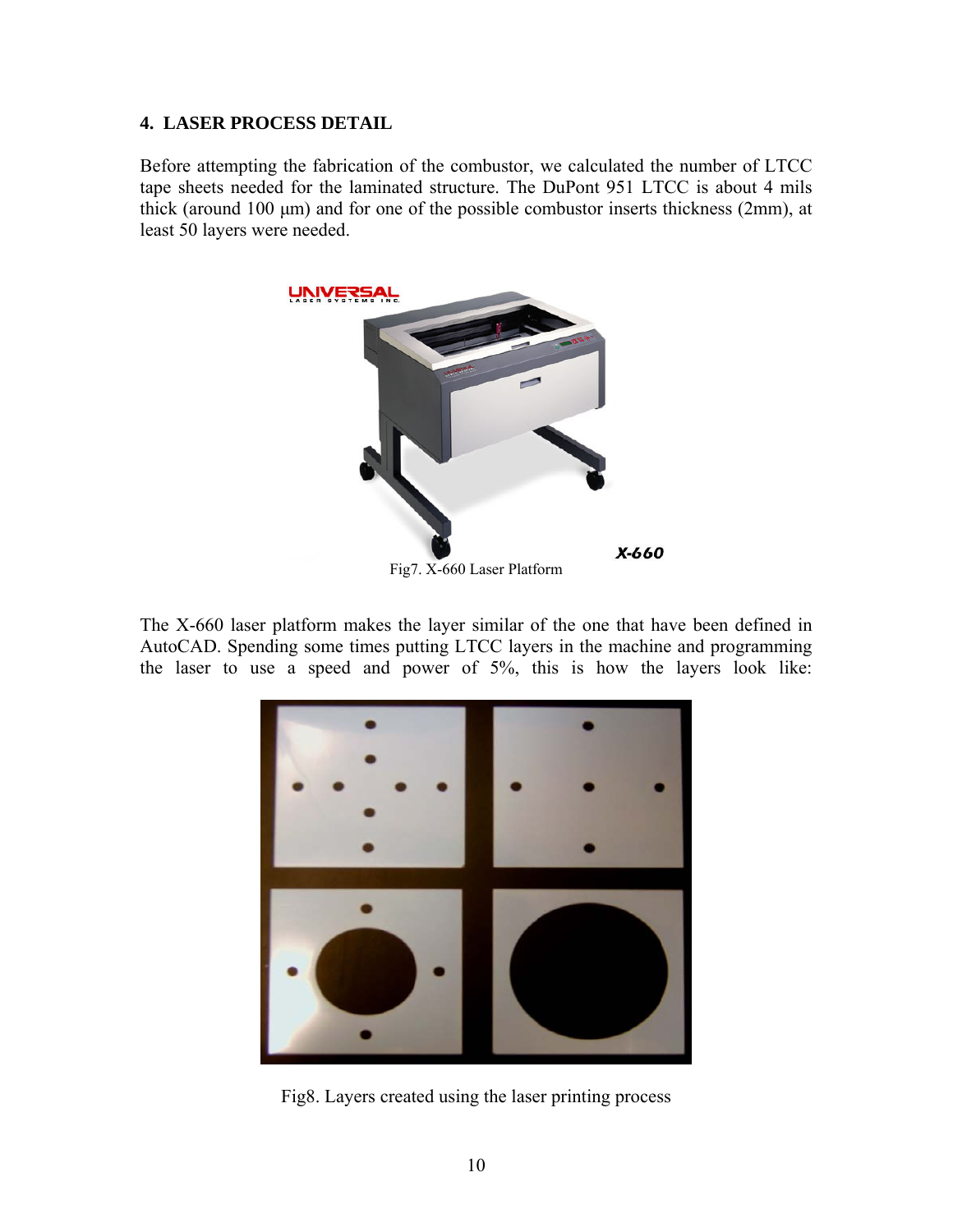## 4. LASER PROCESS DETAIL

Before attempting the fabrication of the combustor, we calculated the number of LTCC tape sheets needed for the laminated structure. The DuPont 951 LTCC is about 4 mils thick (around 100 μm) and for one of the possible combustor inserts thickness (2mm), at least 50 layers were needed.

Fig7. X-660 Laser Platform

The X-660 laser platform makes the layer similar of the one that have been defined in AutoCAD. Spending some times putting LTCC layers in the machine and programming the laser to use a speed and power of 5%, this is how the layers look like:

Fig8. Layers created using the laser printing process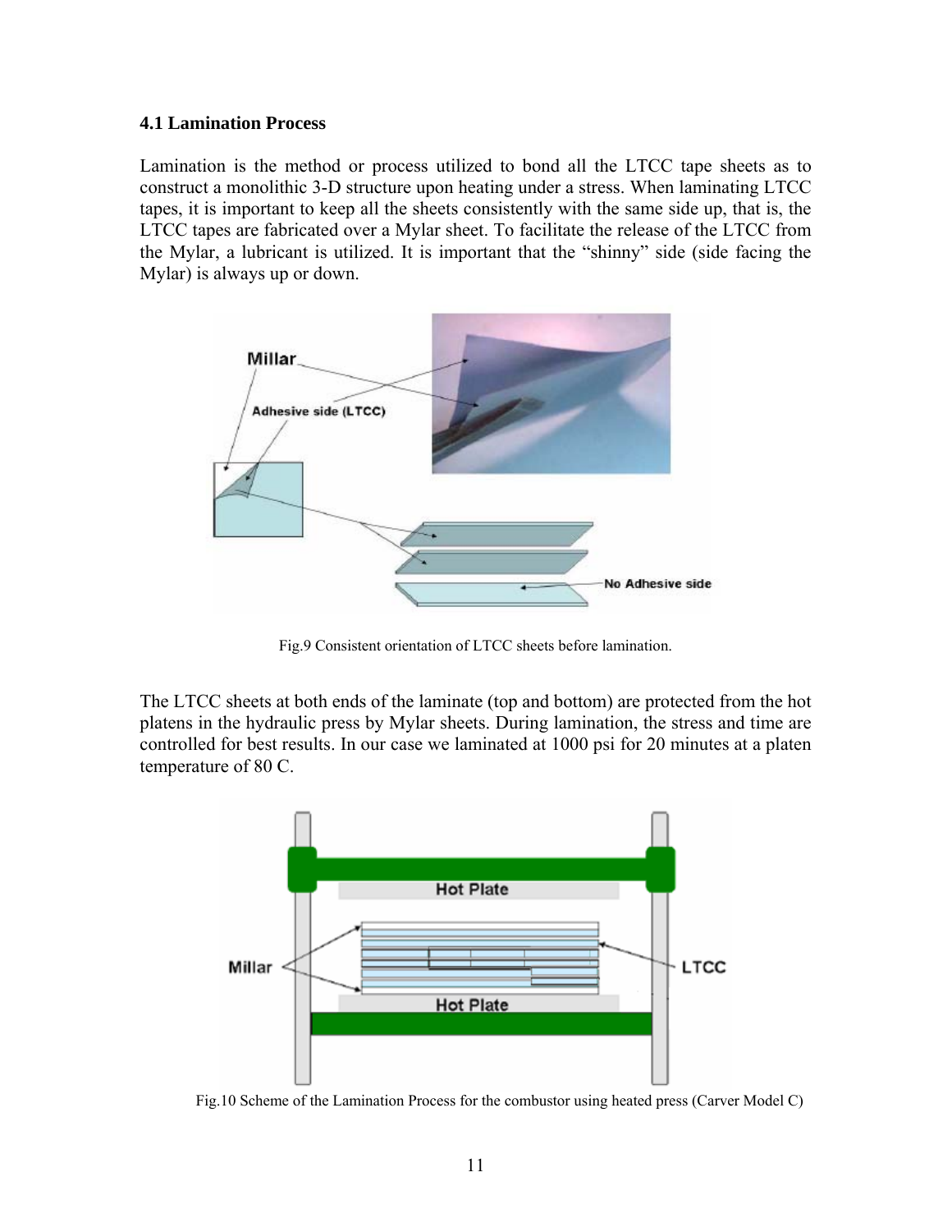### 4.1 Lamination Process

Lamination is the method or process utilized to bond all the LTCC tape sheets as to construct a monolithic 3-D structure upon heating under a stress. When laminating LTCC tapes, it is important to keep all the sheets consistently with the same side up, that is, the LTCC tapes are fabricated over a Mylar sheet. To facilitate the release of the LTCC from the Mylar, a lubricant is utilized. It is important that the "shinny" side (side facing the Mylar) is always up or down.

Fig.9 Consistent orientation of LTCC sheets before lamination.

The LTCC sheets at both ends of the laminate (top and bottom) are protected from the hot platens in the hydraulic press by Mylar sheets. During lamination, the stress and time are controlled for best results. In our case we laminated at 1000 psi for 20 minutes at a platen temperature of 80 C.

Fig.10 Scheme of the Lamination Process for the combustor using heated press (Carver Model C)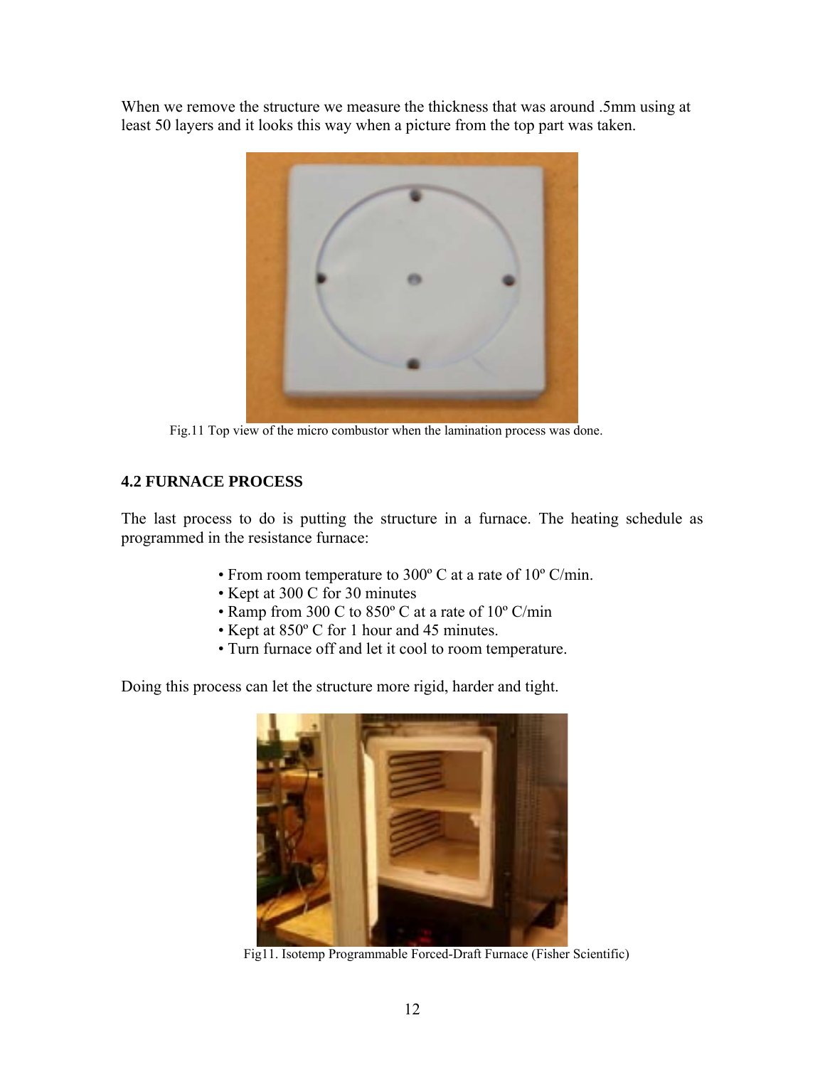When we remove the structure we measure the thickness that was around .5mm using at least 50 layers and it looks this way when a picture from the top part was taken.

Fig.11 Top view of the micro combustor when the lamination process was done.

## 4.2 FURNACE PROCESS

The last process to do is putting the structure in a furnace. The heating schedule as programmed in the resistance furnace:

- From room temperature to 300º C at a rate of 10º C/min.
- Kept at 300 C for 30 minutes
- Ramp from 300 C to 850º C at a rate of 10º C/min
- Kept at 850º C for 1 hour and 45 minutes.
- Turn furnace off and let it cool to room temperature.

Doing this process can let the structure more rigid, harder and tight.

Fig11. Isotemp Programmable Forced-Draft Furnace (Fisher Scientific)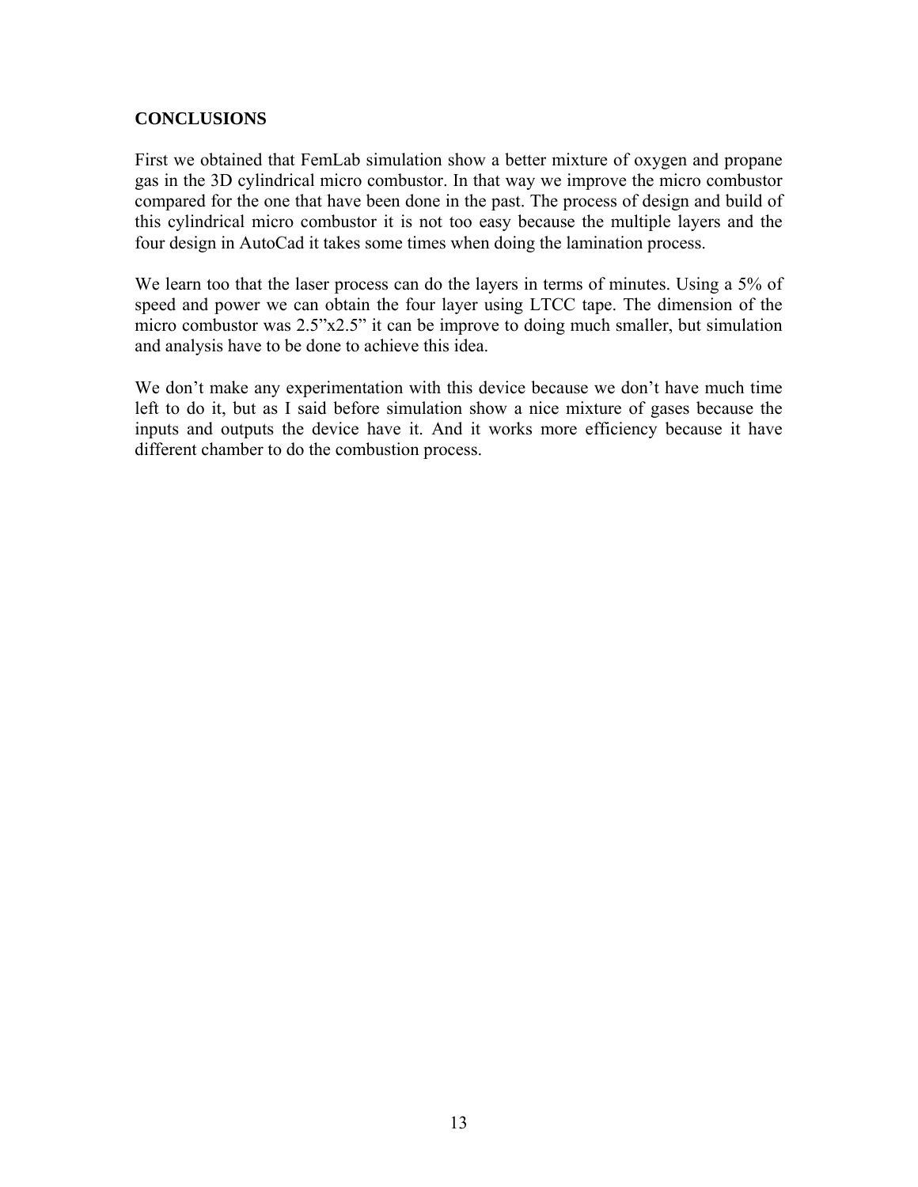## CONCLUSIONS

First we obtained that FemLab simulation show a better mixture of oxygen and propane gas in the 3D cylindrical micro combustor. In that way we improve the micro combustor compared for the one that have been done in the past. The process of design and build of this cylindrical micro combustor it is not too easy because the multiple layers and the four design in AutoCad it takes some times when doing the lamination process.

We learn too that the laser process can do the layers in terms of minutes. Using a 5% of speed and power we can obtain the four layer using LTCC tape. The dimension of the micro combustor was 2.5"x2.5" it can be improve to doing much smaller, but simulation and analysis have to be done to achieve this idea.

We don't make any experimentation with this device because we don't have much time left to do it, but as I said before simulation show a nice mixture of gases because the inputs and outputs the device have it. And it works more efficiency because it have different chamber to do the combustion process.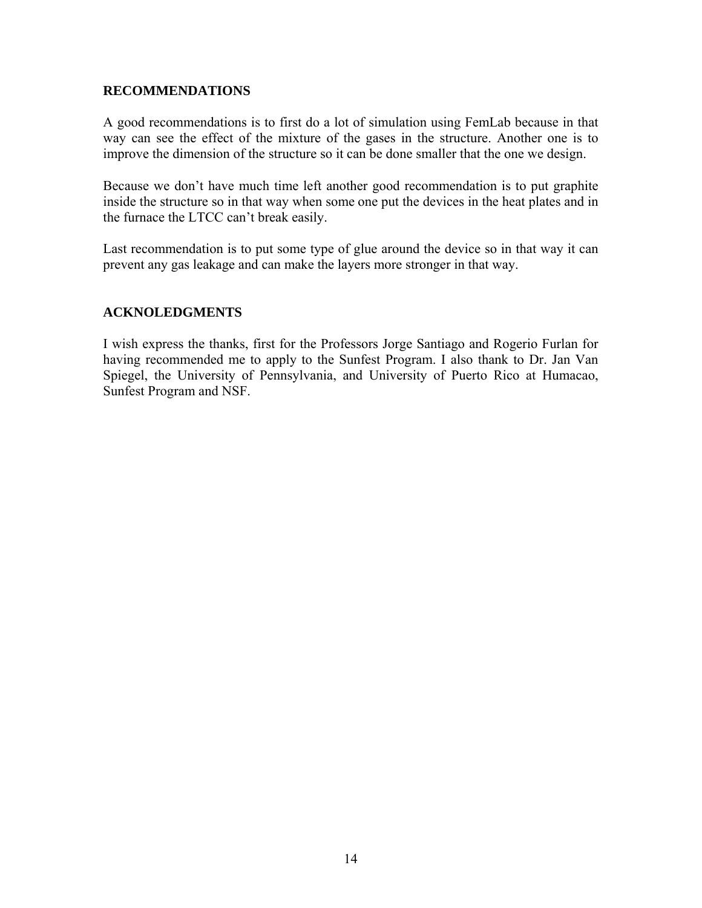## RECOMMENDATIONS

A good recommendations is to first do a lot of simulation using FemLab because in that way can see the effect of the mixture of the gases in the structure. Another one is to improve the dimension of the structure so it can be done smaller that the one we design.

Because we don't have much time left another good recommendation is to put graphite inside the structure so in that way when some one put the devices in the heat plates and in the furnace the LTCC can't break easily.

Last recommendation is to put some type of glue around the device so in that way it can prevent any gas leakage and can make the layers more stronger in that way.

## ACKNOLEDGMENTS

I wish express the thanks, first for the Professors Jorge Santiago and Rogerio Furlan for having recommended me to apply to the Sunfest Program. I also thank to Dr. Jan Van Spiegel, the University of Pennsylvania, and University of Puerto Rico at Humacao, Sunfest Program and NSF.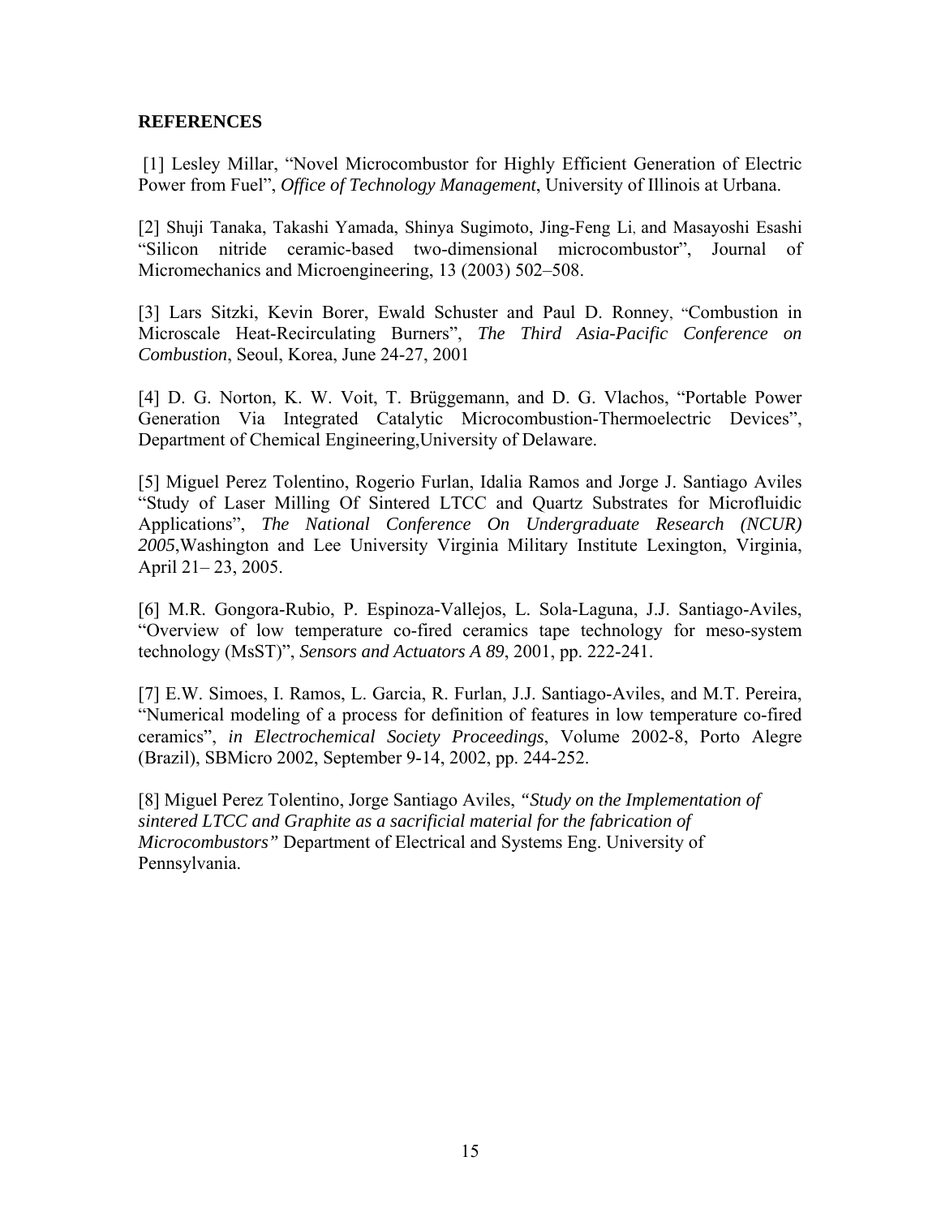**REFERENCES**

[1] Lesley Millar, "Novel Microcombustor for Highly Efficient Generation of Electric Power from Fuel", *Office of Technology Management*, University of Illinois at Urbana.

[2] Shuji Tanaka, Takashi Yamada, Shinya Sugimoto, Jing-Feng Li, and Masayoshi Esashi "Silicon nitride ceramic-based two-dimensional microcombustor", Journal of Micromechanics and Microengineering, 13 (2003) 502–508.

[3] Lars Sitzki, Kevin Borer, Ewald Schuster and Paul D. Ronney, "Combustion in Microscale Heat-Recirculating Burners", *The Third Asia-Pacific Conference on Combustion*, Seoul, Korea, June 24-27, 2001

[4] D. G. Norton, K. W. Voit, T. Brüggemann, and D. G. Vlachos, "Portable Power Generation Via Integrated Catalytic Microcombustion-Thermoelectric Devices", Department of Chemical Engineering,University of Delaware.

[5] Miguel Perez Tolentino, Rogerio Furlan, Idalia Ramos and Jorge J. Santiago Aviles "Study of Laser Milling Of Sintered LTCC and Quartz Substrates for Microfluidic Applications", *The National Conference On Undergraduate Research (NCUR) 2005*,Washington and Lee University Virginia Military Institute Lexington, Virginia, April 21– 23, 2005.

[6] M.R. Gongora-Rubio, P. Espinoza-Vallejos, L. Sola-Laguna, J.J. Santiago-Aviles, "Overview of low temperature co-fired ceramics tape technology for meso-system technology (MsST)", *Sensors and Actuators A 89*, 2001, pp. 222-241.

[7] E.W. Simoes, I. Ramos, L. Garcia, R. Furlan, J.J. Santiago-Aviles, and M.T. Pereira, "Numerical modeling of a process for definition of features in low temperature co-fired ceramics", *in Electrochemical Society Proceedings*, Volume 2002-8, Porto Alegre (Brazil), SBMicro 2002, September 9-14, 2002, pp. 244-252.

[8] Miguel Perez Tolentino, Jorge Santiago Aviles, *"Study on the Implementation of sintered LTCC and Graphite as a sacrificial material for the fabrication of Microcombustors"* Department of Electrical and Systems Eng. University of Pennsylvania.